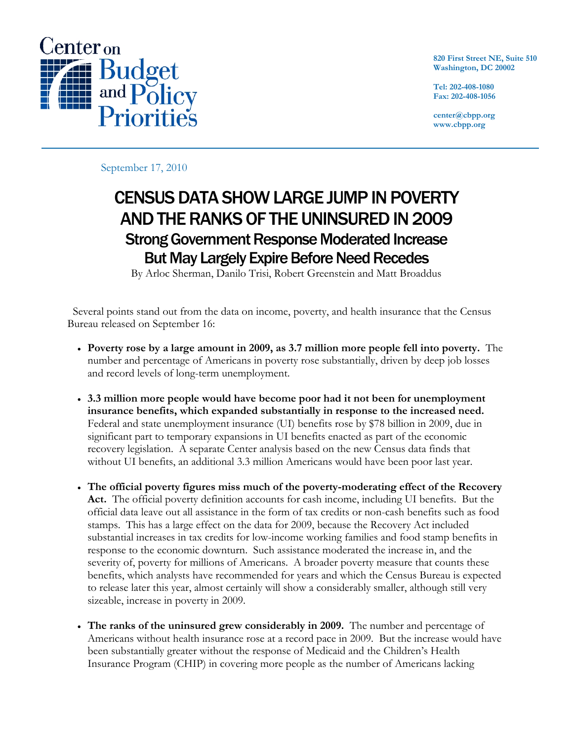Center on Budget and Policy Priorities

820 First Street NE, Suite 510
Washington, DC 20002

Tel: 202-408-1080
Fax: 202-408-1056

center@cbpp.org
www.cbpp.org

September 17, 2010

# CENSUS DATA SHOW LARGE JUMP IN POVERTY AND THE RANKS OF THE UNINSURED IN 2009

## Strong Government Response Moderated Increase But May Largely Expire Before Need Recedes

By Arloc Sherman, Danilo Trisi, Robert Greenstein and Matt Broaddus

Several points stand out from the data on income, poverty, and health insurance that the Census Bureau released on September 16:

- **Poverty rose by a large amount in 2009, as 3.7 million more people fell into poverty.** The number and percentage of Americans in poverty rose substantially, driven by deep job losses and record levels of long-term unemployment.

- **3.3 million more people would have become poor had it not been for unemployment insurance benefits, which expanded substantially in response to the increased need.** Federal and state unemployment insurance (UI) benefits rose by $78 billion in 2009, due in significant part to temporary expansions in UI benefits enacted as part of the economic recovery legislation. A separate Center analysis based on the new Census data finds that without UI benefits, an additional 3.3 million Americans would have been poor last year.

- **The official poverty figures miss much of the poverty-moderating effect of the Recovery Act.** The official poverty definition accounts for cash income, including UI benefits. But the official data leave out all assistance in the form of tax credits or non-cash benefits such as food stamps. This has a large effect on the data for 2009, because the Recovery Act included substantial increases in tax credits for low-income working families and food stamp benefits in response to the economic downturn. Such assistance moderated the increase in, and the severity of, poverty for millions of Americans. A broader poverty measure that counts these benefits, which analysts have recommended for years and which the Census Bureau is expected to release later this year, almost certainly will show a considerably smaller, although still very sizeable, increase in poverty in 2009.

- **The ranks of the uninsured grew considerably in 2009.** The number and percentage of Americans without health insurance rose at a record pace in 2009. But the increase would have been substantially greater without the response of Medicaid and the Children's Health Insurance Program (CHIP) in covering more people as the number of Americans lacking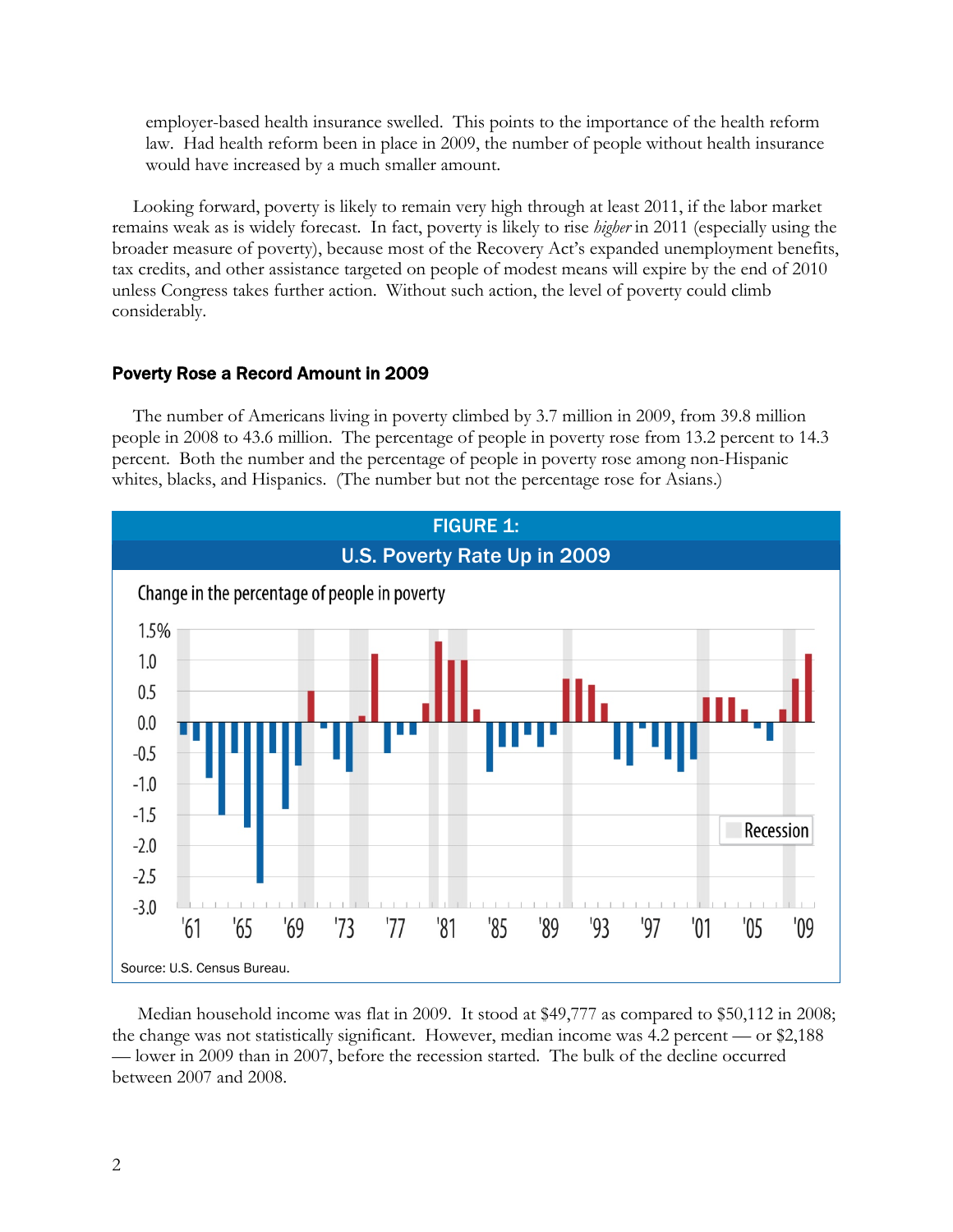employer-based health insurance swelled. This points to the importance of the health reform law. Had health reform been in place in 2009, the number of people without health insurance would have increased by a much smaller amount.

Looking forward, poverty is likely to remain very high through at least 2011, if the labor market remains weak as is widely forecast. In fact, poverty is likely to rise *higher* in 2011 (especially using the broader measure of poverty), because most of the Recovery Act's expanded unemployment benefits, tax credits, and other assistance targeted on people of modest means will expire by the end of 2010 unless Congress takes further action. Without such action, the level of poverty could climb considerably.

### Poverty Rose a Record Amount in 2009

The number of Americans living in poverty climbed by 3.7 million in 2009, from 39.8 million people in 2008 to 43.6 million. The percentage of people in poverty rose from 13.2 percent to 14.3 percent. Both the number and the percentage of people in poverty rose among non-Hispanic whites, blacks, and Hispanics. (The number but not the percentage rose for Asians.)

**FIGURE 1:**

**U.S. Poverty Rate Up in 2009**

Change in the percentage of people in poverty

Source: U.S. Census Bureau.

Median household income was flat in 2009. It stood at $49,777 as compared to $50,112 in 2008; the change was not statistically significant. However, median income was 4.2 percent — or $2,188 — lower in 2009 than in 2007, before the recession started. The bulk of the decline occurred between 2007 and 2008.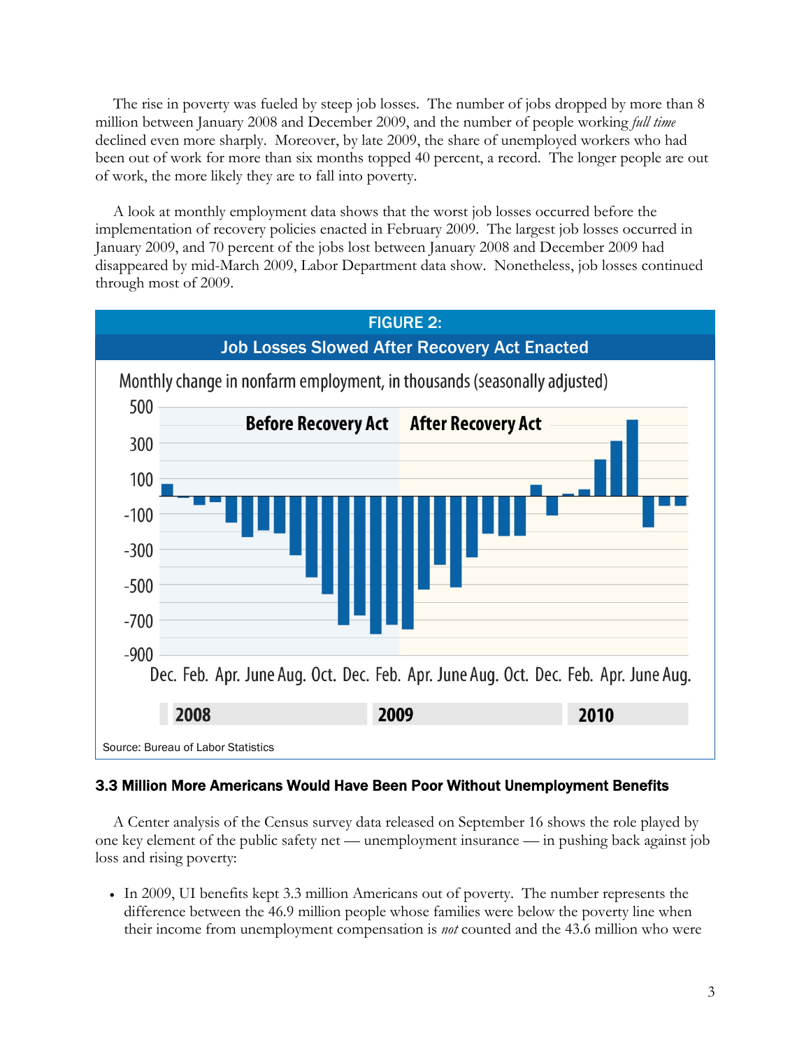The rise in poverty was fueled by steep job losses. The number of jobs dropped by more than 8 million between January 2008 and December 2009, and the number of people working *full time* declined even more sharply. Moreover, by late 2009, the share of unemployed workers who had been out of work for more than six months topped 40 percent, a record. The longer people are out of work, the more likely they are to fall into poverty.

A look at monthly employment data shows that the worst job losses occurred before the implementation of recovery policies enacted in February 2009. The largest job losses occurred in January 2009, and 70 percent of the jobs lost between January 2008 and December 2009 had disappeared by mid-March 2009, Labor Department data show. Nonetheless, job losses continued through most of 2009.

**FIGURE 2:**
**Job Losses Slowed After Recovery Act Enacted**

Monthly change in nonfarm employment, in thousands (seasonally adjusted)

Before Recovery Act | After Recovery Act

Dec. Feb. Apr. June Aug. Oct. Dec. Feb. Apr. June Aug. Oct. Dec. Feb. Apr. June Aug.

2008 | 2009 | 2010

Source: Bureau of Labor Statistics

### 3.3 Million More Americans Would Have Been Poor Without Unemployment Benefits

A Center analysis of the Census survey data released on September 16 shows the role played by one key element of the public safety net — unemployment insurance — in pushing back against job loss and rising poverty:

- In 2009, UI benefits kept 3.3 million Americans out of poverty. The number represents the difference between the 46.9 million people whose families were below the poverty line when their income from unemployment compensation is *not* counted and the 43.6 million who were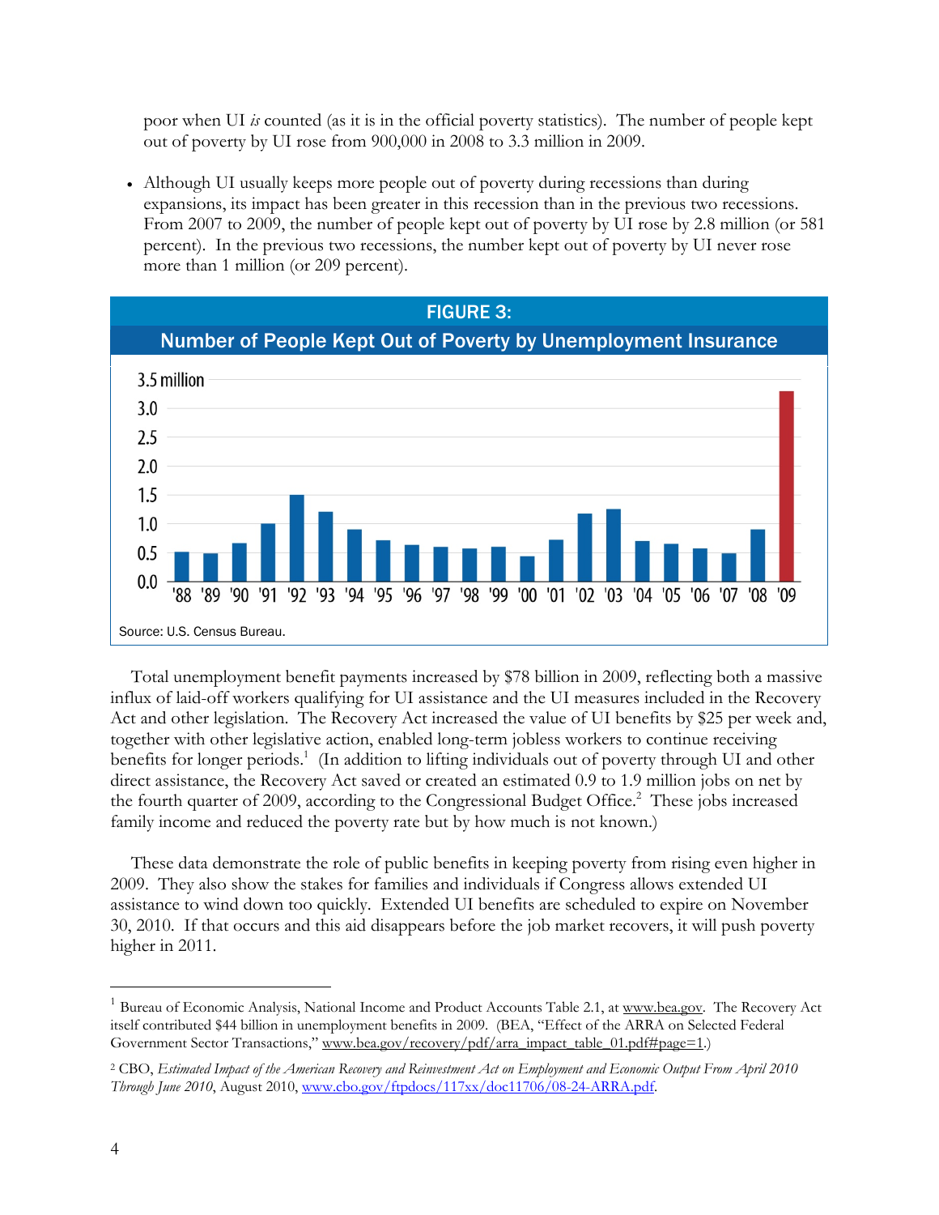poor when UI *is* counted (as it is in the official poverty statistics). The number of people kept out of poverty by UI rose from 900,000 in 2008 to 3.3 million in 2009.

- Although UI usually keeps more people out of poverty during recessions than during expansions, its impact has been greater in this recession than in the previous two recessions. From 2007 to 2009, the number of people kept out of poverty by UI rose by 2.8 million (or 581 percent). In the previous two recessions, the number kept out of poverty by UI never rose more than 1 million (or 209 percent).

**FIGURE 3:**

**Number of People Kept Out of Poverty by Unemployment Insurance**

Source: U.S. Census Bureau.

Total unemployment benefit payments increased by $78 billion in 2009, reflecting both a massive influx of laid-off workers qualifying for UI assistance and the UI measures included in the Recovery Act and other legislation. The Recovery Act increased the value of UI benefits by $25 per week and, together with other legislative action, enabled long-term jobless workers to continue receiving benefits for longer periods.[1] (In addition to lifting individuals out of poverty through UI and other direct assistance, the Recovery Act saved or created an estimated 0.9 to 1.9 million jobs on net by the fourth quarter of 2009, according to the Congressional Budget Office.[2] These jobs increased family income and reduced the poverty rate but by how much is not known.)

These data demonstrate the role of public benefits in keeping poverty from rising even higher in 2009. They also show the stakes for families and individuals if Congress allows extended UI assistance to wind down too quickly. Extended UI benefits are scheduled to expire on November 30, 2010. If that occurs and this aid disappears before the job market recovers, it will push poverty higher in 2011.

---

[1] Bureau of Economic Analysis, National Income and Product Accounts Table 2.1, at www.bea.gov. The Recovery Act itself contributed $44 billion in unemployment benefits in 2009. (BEA, "Effect of the ARRA on Selected Federal Government Sector Transactions," www.bea.gov/recovery/pdf/arra_impact_table_01.pdf#page=1.)

[2] CBO, *Estimated Impact of the American Recovery and Reinvestment Act on Employment and Economic Output From April 2010 Through June 2010*, August 2010, www.cbo.gov/ftpdocs/117xx/doc11706/08-24-ARRA.pdf.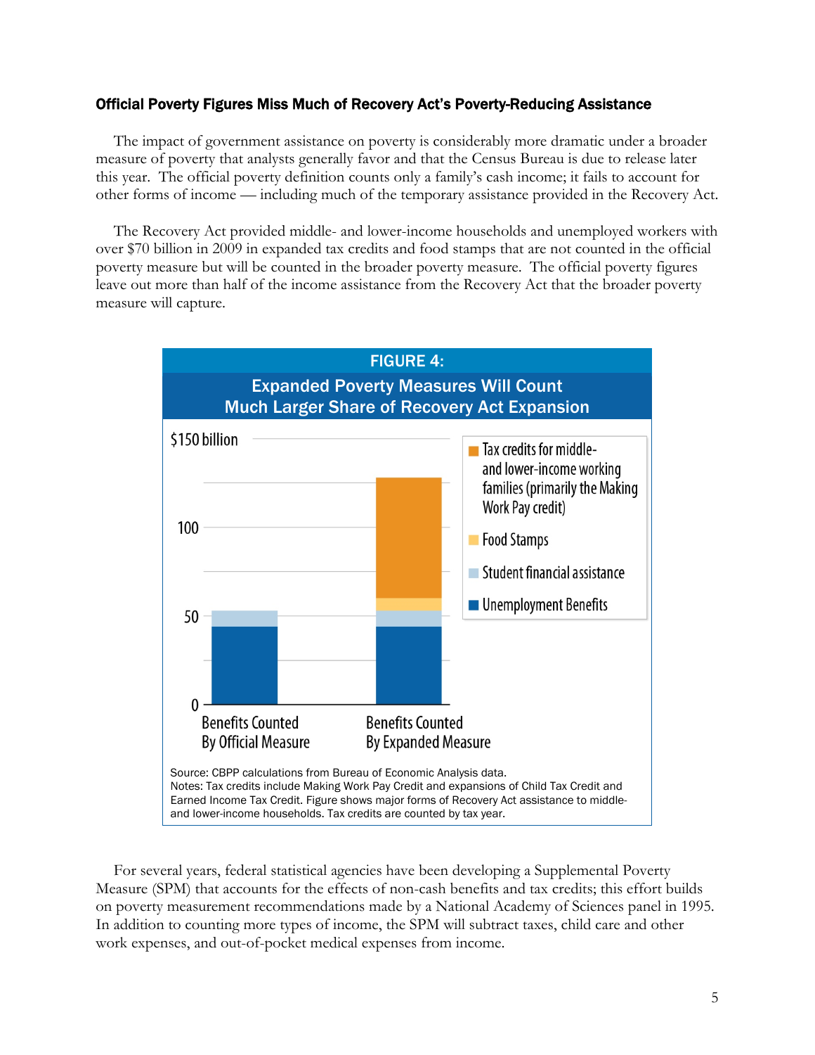### Official Poverty Figures Miss Much of Recovery Act's Poverty-Reducing Assistance

The impact of government assistance on poverty is considerably more dramatic under a broader measure of poverty that analysts generally favor and that the Census Bureau is due to release later this year. The official poverty definition counts only a family's cash income; it fails to account for other forms of income — including much of the temporary assistance provided in the Recovery Act.

The Recovery Act provided middle- and lower-income households and unemployed workers with over $70 billion in 2009 in expanded tax credits and food stamps that are not counted in the official poverty measure but will be counted in the broader poverty measure. The official poverty figures leave out more than half of the income assistance from the Recovery Act that the broader poverty measure will capture.

**FIGURE 4:**
**Expanded Poverty Measures Will Count Much Larger Share of Recovery Act Expansion**

$150 billion

100

50

0

- Tax credits for middle- and lower-income working families (primarily the Making Work Pay credit)
- Food Stamps
- Student financial assistance
- Unemployment Benefits

Benefits Counted By Official Measure

Benefits Counted By Expanded Measure

Source: CBPP calculations from Bureau of Economic Analysis data.
Notes: Tax credits include Making Work Pay Credit and expansions of Child Tax Credit and Earned Income Tax Credit. Figure shows major forms of Recovery Act assistance to middle- and lower-income households. Tax credits are counted by tax year.

For several years, federal statistical agencies have been developing a Supplemental Poverty Measure (SPM) that accounts for the effects of non-cash benefits and tax credits; this effort builds on poverty measurement recommendations made by a National Academy of Sciences panel in 1995. In addition to counting more types of income, the SPM will subtract taxes, child care and other work expenses, and out-of-pocket medical expenses from income.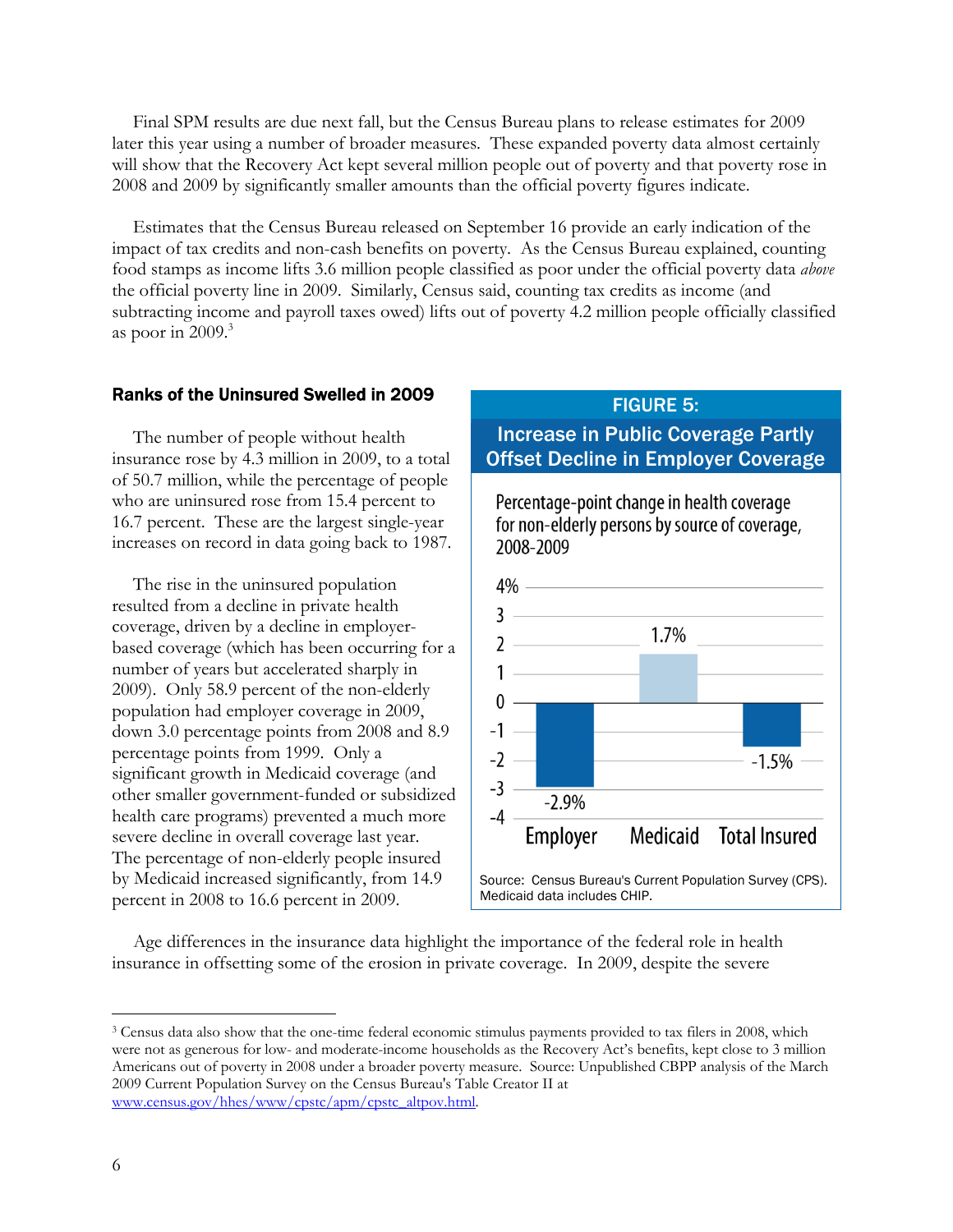Final SPM results are due next fall, but the Census Bureau plans to release estimates for 2009 later this year using a number of broader measures. These expanded poverty data almost certainly will show that the Recovery Act kept several million people out of poverty and that poverty rose in 2008 and 2009 by significantly smaller amounts than the official poverty figures indicate.

Estimates that the Census Bureau released on September 16 provide an early indication of the impact of tax credits and non-cash benefits on poverty. As the Census Bureau explained, counting food stamps as income lifts 3.6 million people classified as poor under the official poverty data *above* the official poverty line in 2009. Similarly, Census said, counting tax credits as income (and subtracting income and payroll taxes owed) lifts out of poverty 4.2 million people officially classified as poor in 2009.[3]

## Ranks of the Uninsured Swelled in 2009

The number of people without health insurance rose by 4.3 million in 2009, to a total of 50.7 million, while the percentage of people who are uninsured rose from 15.4 percent to 16.7 percent. These are the largest single-year increases on record in data going back to 1987.

The rise in the uninsured population resulted from a decline in private health coverage, driven by a decline in employer-based coverage (which has been occurring for a number of years but accelerated sharply in 2009). Only 58.9 percent of the non-elderly population had employer coverage in 2009, down 3.0 percentage points from 2008 and 8.9 percentage points from 1999. Only a significant growth in Medicaid coverage (and other smaller government-funded or subsidized health care programs) prevented a much more severe decline in overall coverage last year. The percentage of non-elderly people insured by Medicaid increased significantly, from 14.9 percent in 2008 to 16.6 percent in 2009.

**FIGURE 5:**
**Increase in Public Coverage Partly Offset Decline in Employer Coverage**

Percentage-point change in health coverage for non-elderly persons by source of coverage, 2008-2009

| Source of coverage | Percentage-point change |
|---|---|
| Employer | -2.9% |
| Medicaid | 1.7% |
| Total Insured | -1.5% |

Source: Census Bureau's Current Population Survey (CPS). Medicaid data includes CHIP.

Age differences in the insurance data highlight the importance of the federal role in health insurance in offsetting some of the erosion in private coverage. In 2009, despite the severe

---

[3] Census data also show that the one-time federal economic stimulus payments provided to tax filers in 2008, which were not as generous for low- and moderate-income households as the Recovery Act's benefits, kept close to 3 million Americans out of poverty in 2008 under a broader poverty measure. Source: Unpublished CBPP analysis of the March 2009 Current Population Survey on the Census Bureau's Table Creator II at www.census.gov/hhes/www/cpstc/apm/cpstc_altpov.html.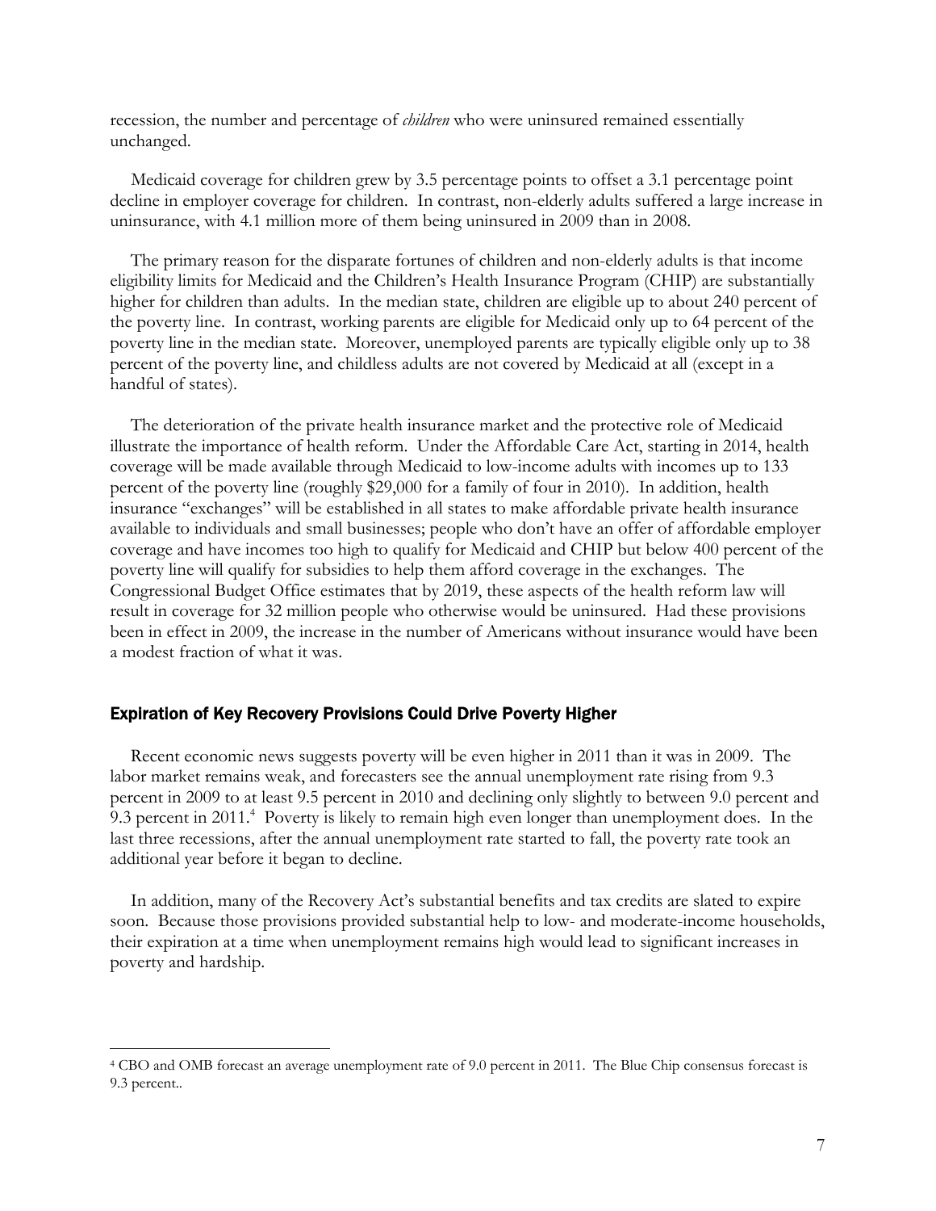recession, the number and percentage of *children* who were uninsured remained essentially unchanged.

Medicaid coverage for children grew by 3.5 percentage points to offset a 3.1 percentage point decline in employer coverage for children. In contrast, non-elderly adults suffered a large increase in uninsurance, with 4.1 million more of them being uninsured in 2009 than in 2008.

The primary reason for the disparate fortunes of children and non-elderly adults is that income eligibility limits for Medicaid and the Children's Health Insurance Program (CHIP) are substantially higher for children than adults. In the median state, children are eligible up to about 240 percent of the poverty line. In contrast, working parents are eligible for Medicaid only up to 64 percent of the poverty line in the median state. Moreover, unemployed parents are typically eligible only up to 38 percent of the poverty line, and childless adults are not covered by Medicaid at all (except in a handful of states).

The deterioration of the private health insurance market and the protective role of Medicaid illustrate the importance of health reform. Under the Affordable Care Act, starting in 2014, health coverage will be made available through Medicaid to low-income adults with incomes up to 133 percent of the poverty line (roughly $29,000 for a family of four in 2010). In addition, health insurance "exchanges" will be established in all states to make affordable private health insurance available to individuals and small businesses; people who don't have an offer of affordable employer coverage and have incomes too high to qualify for Medicaid and CHIP but below 400 percent of the poverty line will qualify for subsidies to help them afford coverage in the exchanges. The Congressional Budget Office estimates that by 2019, these aspects of the health reform law will result in coverage for 32 million people who otherwise would be uninsured. Had these provisions been in effect in 2009, the increase in the number of Americans without insurance would have been a modest fraction of what it was.

## Expiration of Key Recovery Provisions Could Drive Poverty Higher

Recent economic news suggests poverty will be even higher in 2011 than it was in 2009. The labor market remains weak, and forecasters see the annual unemployment rate rising from 9.3 percent in 2009 to at least 9.5 percent in 2010 and declining only slightly to between 9.0 percent and 9.3 percent in 2011.[4] Poverty is likely to remain high even longer than unemployment does. In the last three recessions, after the annual unemployment rate started to fall, the poverty rate took an additional year before it began to decline.

In addition, many of the Recovery Act's substantial benefits and tax credits are slated to expire soon. Because those provisions provided substantial help to low- and moderate-income households, their expiration at a time when unemployment remains high would lead to significant increases in poverty and hardship.

---

[4] CBO and OMB forecast an average unemployment rate of 9.0 percent in 2011. The Blue Chip consensus forecast is 9.3 percent..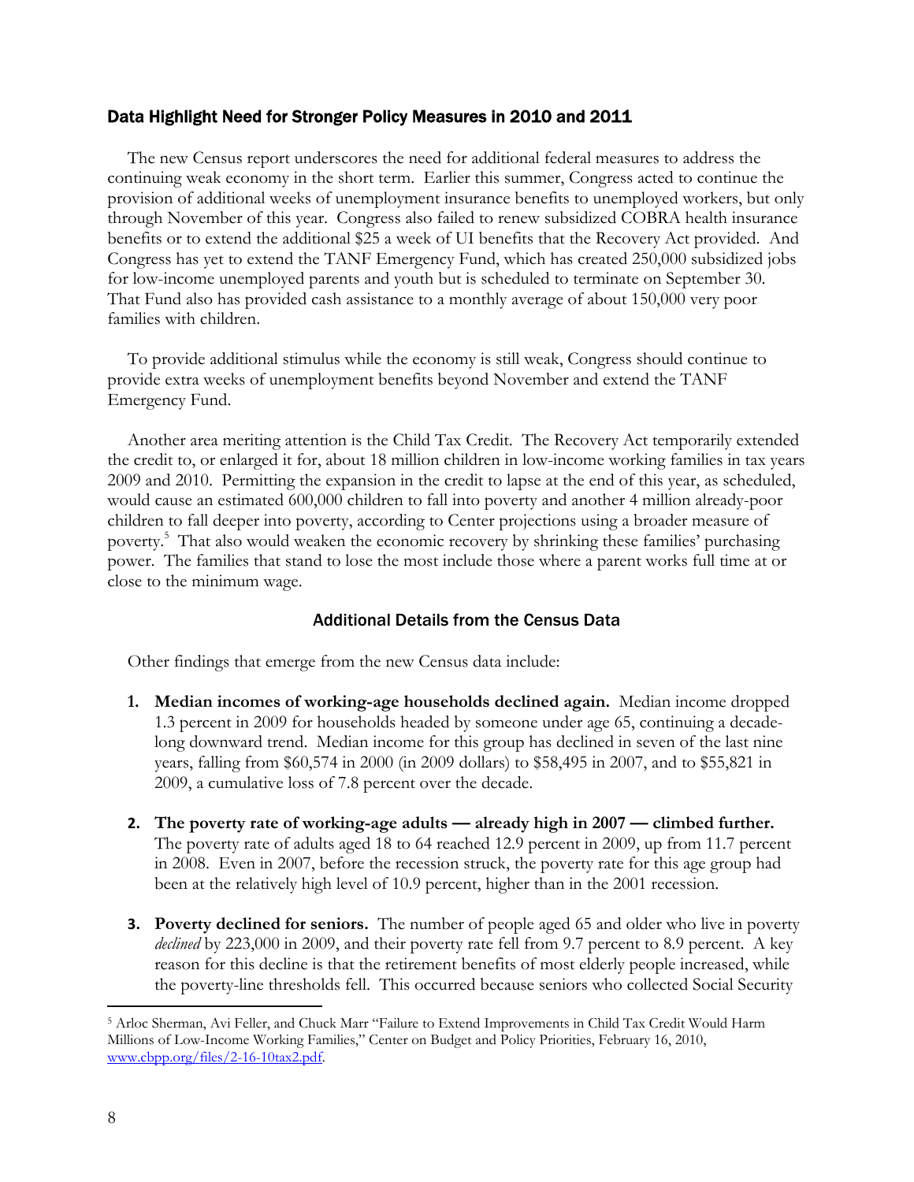## Data Highlight Need for Stronger Policy Measures in 2010 and 2011

The new Census report underscores the need for additional federal measures to address the continuing weak economy in the short term. Earlier this summer, Congress acted to continue the provision of additional weeks of unemployment insurance benefits to unemployed workers, but only through November of this year. Congress also failed to renew subsidized COBRA health insurance benefits or to extend the additional $25 a week of UI benefits that the Recovery Act provided. And Congress has yet to extend the TANF Emergency Fund, which has created 250,000 subsidized jobs for low-income unemployed parents and youth but is scheduled to terminate on September 30. That Fund also has provided cash assistance to a monthly average of about 150,000 very poor families with children.

To provide additional stimulus while the economy is still weak, Congress should continue to provide extra weeks of unemployment benefits beyond November and extend the TANF Emergency Fund.

Another area meriting attention is the Child Tax Credit. The Recovery Act temporarily extended the credit to, or enlarged it for, about 18 million children in low-income working families in tax years 2009 and 2010. Permitting the expansion in the credit to lapse at the end of this year, as scheduled, would cause an estimated 600,000 children to fall into poverty and another 4 million already-poor children to fall deeper into poverty, according to Center projections using a broader measure of poverty.[5] That also would weaken the economic recovery by shrinking these families' purchasing power. The families that stand to lose the most include those where a parent works full time at or close to the minimum wage.

### Additional Details from the Census Data

Other findings that emerge from the new Census data include:

1. **Median incomes of working-age households declined again.** Median income dropped 1.3 percent in 2009 for households headed by someone under age 65, continuing a decade-long downward trend. Median income for this group has declined in seven of the last nine years, falling from $60,574 in 2000 (in 2009 dollars) to $58,495 in 2007, and to $55,821 in 2009, a cumulative loss of 7.8 percent over the decade.

2. **The poverty rate of working-age adults — already high in 2007 — climbed further.** The poverty rate of adults aged 18 to 64 reached 12.9 percent in 2009, up from 11.7 percent in 2008. Even in 2007, before the recession struck, the poverty rate for this age group had been at the relatively high level of 10.9 percent, higher than in the 2001 recession.

3. **Poverty declined for seniors.** The number of people aged 65 and older who live in poverty *declined* by 223,000 in 2009, and their poverty rate fell from 9.7 percent to 8.9 percent. A key reason for this decline is that the retirement benefits of most elderly people increased, while the poverty-line thresholds fell. This occurred because seniors who collected Social Security

---

[5] Arloc Sherman, Avi Feller, and Chuck Marr "Failure to Extend Improvements in Child Tax Credit Would Harm Millions of Low-Income Working Families," Center on Budget and Policy Priorities, February 16, 2010, www.cbpp.org/files/2-16-10tax2.pdf.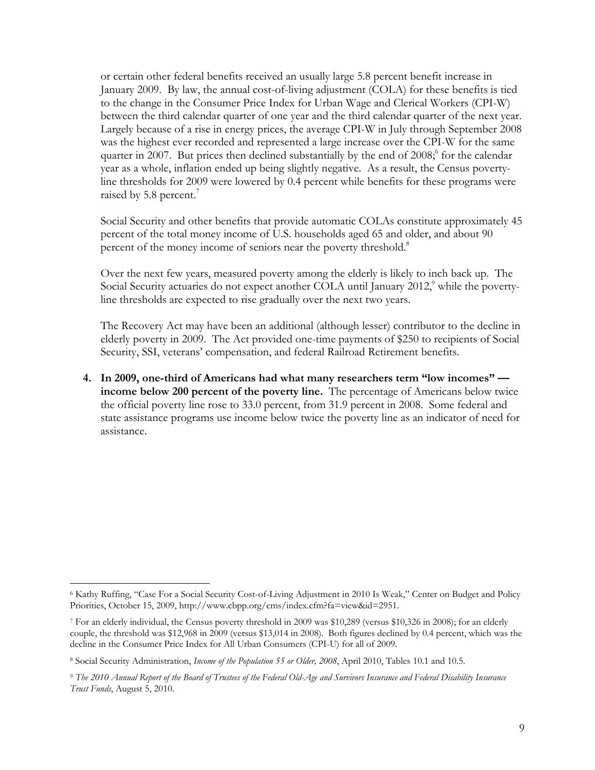or certain other federal benefits received an usually large 5.8 percent benefit increase in January 2009. By law, the annual cost-of-living adjustment (COLA) for these benefits is tied to the change in the Consumer Price Index for Urban Wage and Clerical Workers (CPI-W) between the third calendar quarter of one year and the third calendar quarter of the next year. Largely because of a rise in energy prices, the average CPI-W in July through September 2008 was the highest ever recorded and represented a large increase over the CPI-W for the same quarter in 2007. But prices then declined substantially by the end of 2008;[6] for the calendar year as a whole, inflation ended up being slightly negative. As a result, the Census poverty-line thresholds for 2009 were lowered by 0.4 percent while benefits for these programs were raised by 5.8 percent.[7]

Social Security and other benefits that provide automatic COLAs constitute approximately 45 percent of the total money income of U.S. households aged 65 and older, and about 90 percent of the money income of seniors near the poverty threshold.[8]

Over the next few years, measured poverty among the elderly is likely to inch back up. The Social Security actuaries do not expect another COLA until January 2012,[9] while the poverty-line thresholds are expected to rise gradually over the next two years.

The Recovery Act may have been an additional (although lesser) contributor to the decline in elderly poverty in 2009. The Act provided one-time payments of $250 to recipients of Social Security, SSI, veterans' compensation, and federal Railroad Retirement benefits.

4. **In 2009, one-third of Americans had what many researchers term "low incomes" — income below 200 percent of the poverty line.** The percentage of Americans below twice the official poverty line rose to 33.0 percent, from 31.9 percent in 2008. Some federal and state assistance programs use income below twice the poverty line as an indicator of need for assistance.

---

[6] Kathy Ruffing, "Case For a Social Security Cost-of-Living Adjustment in 2010 Is Weak," Center on Budget and Policy Priorities, October 15, 2009, http://www.cbpp.org/cms/index.cfm?fa=view&id=2951.

[7] For an elderly individual, the Census poverty threshold in 2009 was $10,289 (versus $10,326 in 2008); for an elderly couple, the threshold was $12,968 in 2009 (versus $13,014 in 2008). Both figures declined by 0.4 percent, which was the decline in the Consumer Price Index for All Urban Consumers (CPI-U) for all of 2009.

[8] Social Security Administration, *Income of the Population 55 or Older, 2008*, April 2010, Tables 10.1 and 10.5.

[9] *The 2010 Annual Report of the Board of Trustees of the Federal Old-Age and Survivors Insurance and Federal Disability Insurance Trust Funds*, August 5, 2010.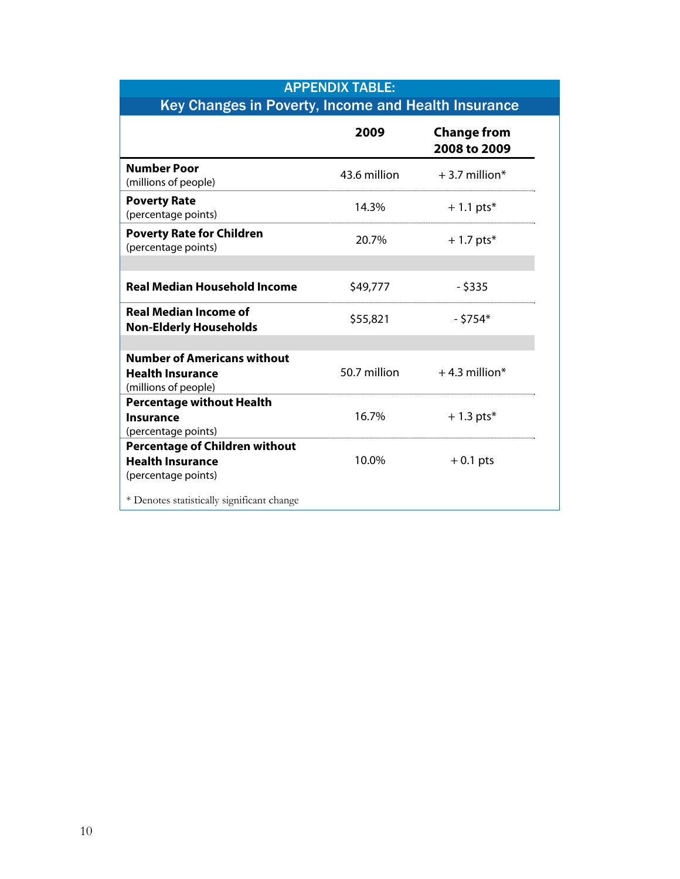## APPENDIX TABLE: Key Changes in Poverty, Income and Health Insurance

| | 2009 | Change from 2008 to 2009 |
|---|---|---|
| **Number Poor** (millions of people) | 43.6 million | + 3.7 million* |
| **Poverty Rate** (percentage points) | 14.3% | + 1.1 pts* |
| **Poverty Rate for Children** (percentage points) | 20.7% | + 1.7 pts* |
| | | |
| **Real Median Household Income** | $49,777 | - $335 |
| **Real Median Income of Non-Elderly Households** | $55,821 | - $754* |
| | | |
| **Number of Americans without Health Insurance** (millions of people) | 50.7 million | + 4.3 million* |
| **Percentage without Health Insurance** (percentage points) | 16.7% | + 1.3 pts* |
| **Percentage of Children without Health Insurance** (percentage points) | 10.0% | + 0.1 pts |

* Denotes statistically significant change